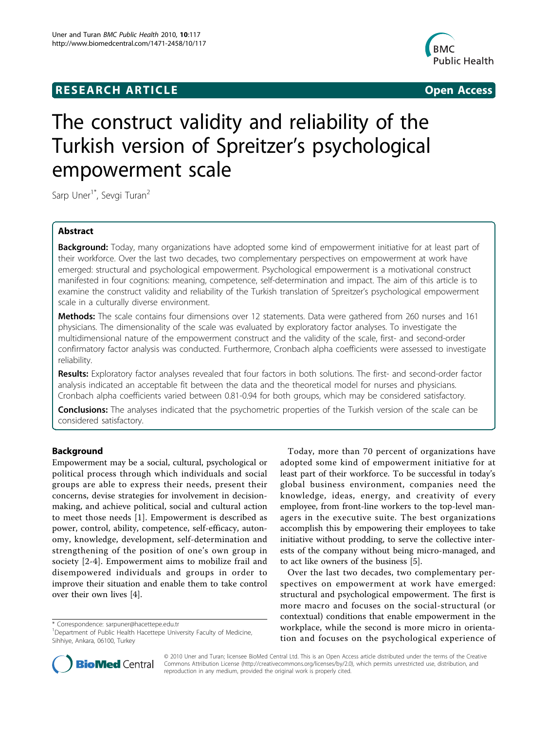RESEARCH ARTICLE Open Access

# The construct validity and reliability of the Turkish version of Spreitzer's psychological empowerment scale

Sarp Uner[1*], Sevgi Turan[2]

## Abstract

**Background:** Today, many organizations have adopted some kind of empowerment initiative for at least part of their workforce. Over the last two decades, two complementary perspectives on empowerment at work have emerged: structural and psychological empowerment. Psychological empowerment is a motivational construct manifested in four cognitions: meaning, competence, self-determination and impact. The aim of this article is to examine the construct validity and reliability of the Turkish translation of Spreitzer's psychological empowerment scale in a culturally diverse environment.

**Methods:** The scale contains four dimensions over 12 statements. Data were gathered from 260 nurses and 161 physicians. The dimensionality of the scale was evaluated by exploratory factor analyses. To investigate the multidimensional nature of the empowerment construct and the validity of the scale, first- and second-order confirmatory factor analysis was conducted. Furthermore, Cronbach alpha coefficients were assessed to investigate reliability.

**Results:** Exploratory factor analyses revealed that four factors in both solutions. The first- and second-order factor analysis indicated an acceptable fit between the data and the theoretical model for nurses and physicians. Cronbach alpha coefficients varied between 0.81-0.94 for both groups, which may be considered satisfactory.

**Conclusions:** The analyses indicated that the psychometric properties of the Turkish version of the scale can be considered satisfactory.

## Background

Empowerment may be a social, cultural, psychological or political process through which individuals and social groups are able to express their needs, present their concerns, devise strategies for involvement in decision-making, and achieve political, social and cultural action to meet those needs [1]. Empowerment is described as power, control, ability, competence, self-efficacy, autonomy, knowledge, development, self-determination and strengthening of the position of one's own group in society [2-4]. Empowerment aims to mobilize frail and disempowered individuals and groups in order to improve their situation and enable them to take control over their own lives [4].

Today, more than 70 percent of organizations have adopted some kind of empowerment initiative for at least part of their workforce. To be successful in today's global business environment, companies need the knowledge, ideas, energy, and creativity of every employee, from front-line workers to the top-level managers in the executive suite. The best organizations accomplish this by empowering their employees to take initiative without prodding, to serve the collective interests of the company without being micro-managed, and to act like owners of the business [5].

Over the last two decades, two complementary perspectives on empowerment at work have emerged: structural and psychological empowerment. The first is more macro and focuses on the social-structural (or contextual) conditions that enable empowerment in the workplace, while the second is more micro in orientation and focuses on the psychological experience of

\* Correspondence: sarpuner@hacettepe.edu.tr
[1]Department of Public Health Hacettepe University Faculty of Medicine, Sihhiye, Ankara, 06100, Turkey

© 2010 Uner and Turan; licensee BioMed Central Ltd. This is an Open Access article distributed under the terms of the Creative Commons Attribution License (http://creativecommons.org/licenses/by/2.0), which permits unrestricted use, distribution, and reproduction in any medium, provided the original work is properly cited.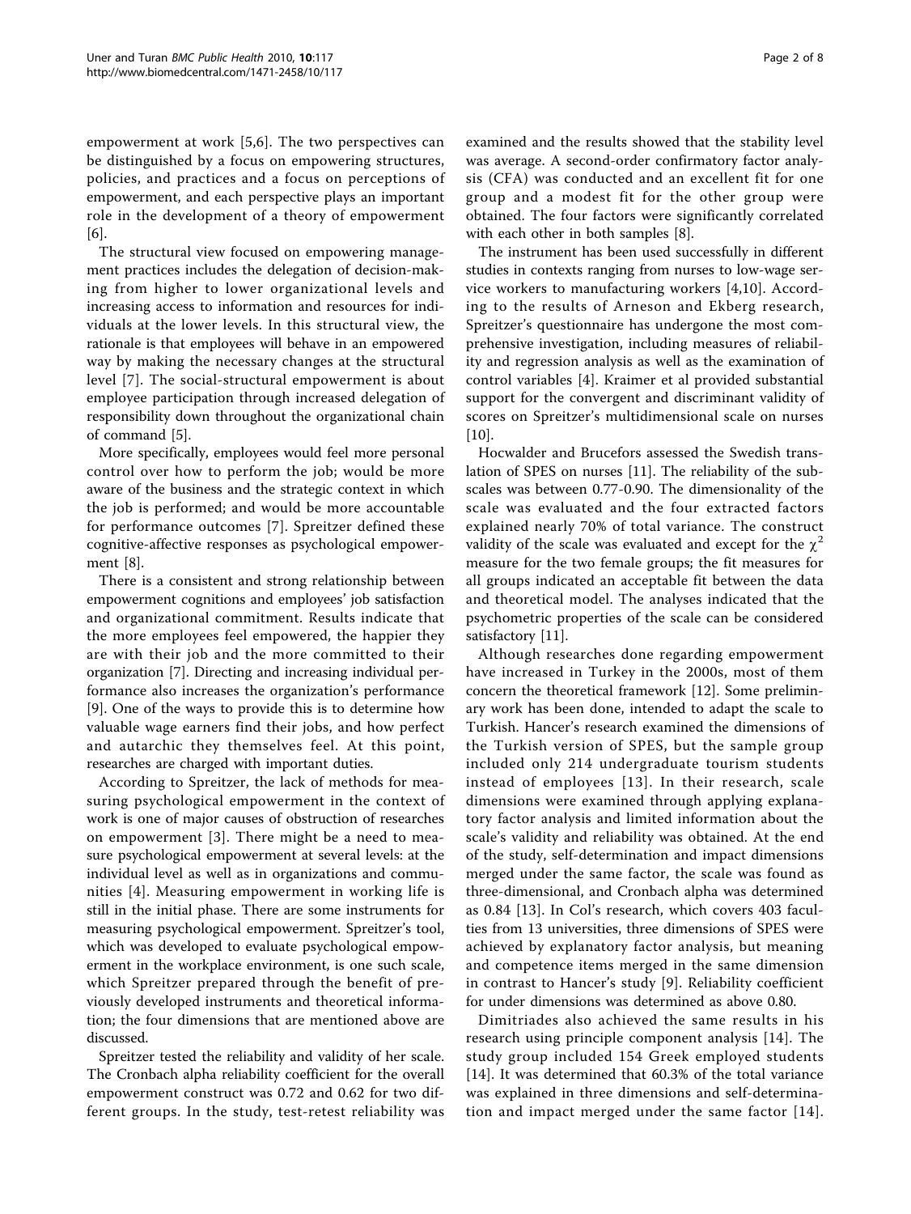empowerment at work [5,6]. The two perspectives can be distinguished by a focus on empowering structures, policies, and practices and a focus on perceptions of empowerment, and each perspective plays an important role in the development of a theory of empowerment [6].

The structural view focused on empowering management practices includes the delegation of decision-making from higher to lower organizational levels and increasing access to information and resources for individuals at the lower levels. In this structural view, the rationale is that employees will behave in an empowered way by making the necessary changes at the structural level [7]. The social-structural empowerment is about employee participation through increased delegation of responsibility down throughout the organizational chain of command [5].

More specifically, employees would feel more personal control over how to perform the job; would be more aware of the business and the strategic context in which the job is performed; and would be more accountable for performance outcomes [7]. Spreitzer defined these cognitive-affective responses as psychological empowerment [8].

There is a consistent and strong relationship between empowerment cognitions and employees' job satisfaction and organizational commitment. Results indicate that the more employees feel empowered, the happier they are with their job and the more committed to their organization [7]. Directing and increasing individual performance also increases the organization's performance [9]. One of the ways to provide this is to determine how valuable wage earners find their jobs, and how perfect and autarchic they themselves feel. At this point, researches are charged with important duties.

According to Spreitzer, the lack of methods for measuring psychological empowerment in the context of work is one of major causes of obstruction of researches on empowerment [3]. There might be a need to measure psychological empowerment at several levels: at the individual level as well as in organizations and communities [4]. Measuring empowerment in working life is still in the initial phase. There are some instruments for measuring psychological empowerment. Spreitzer's tool, which was developed to evaluate psychological empowerment in the workplace environment, is one such scale, which Spreitzer prepared through the benefit of previously developed instruments and theoretical information; the four dimensions that are mentioned above are discussed.

Spreitzer tested the reliability and validity of her scale. The Cronbach alpha reliability coefficient for the overall empowerment construct was 0.72 and 0.62 for two different groups. In the study, test-retest reliability was examined and the results showed that the stability level was average. A second-order confirmatory factor analysis (CFA) was conducted and an excellent fit for one group and a modest fit for the other group were obtained. The four factors were significantly correlated with each other in both samples [8].

The instrument has been used successfully in different studies in contexts ranging from nurses to low-wage service workers to manufacturing workers [4,10]. According to the results of Arneson and Ekberg research, Spreitzer's questionnaire has undergone the most comprehensive investigation, including measures of reliability and regression analysis as well as the examination of control variables [4]. Kraimer et al provided substantial support for the convergent and discriminant validity of scores on Spreitzer's multidimensional scale on nurses [10].

Hocwalder and Brucefors assessed the Swedish translation of SPES on nurses [11]. The reliability of the subscales was between 0.77-0.90. The dimensionality of the scale was evaluated and the four extracted factors explained nearly 70% of total variance. The construct validity of the scale was evaluated and except for the $\chi^2$ measure for the two female groups; the fit measures for all groups indicated an acceptable fit between the data and theoretical model. The analyses indicated that the psychometric properties of the scale can be considered satisfactory [11].

Although researches done regarding empowerment have increased in Turkey in the 2000s, most of them concern the theoretical framework [12]. Some preliminary work has been done, intended to adapt the scale to Turkish. Hancer's research examined the dimensions of the Turkish version of SPES, but the sample group included only 214 undergraduate tourism students instead of employees [13]. In their research, scale dimensions were examined through applying explanatory factor analysis and limited information about the scale's validity and reliability was obtained. At the end of the study, self-determination and impact dimensions merged under the same factor, the scale was found as three-dimensional, and Cronbach alpha was determined as 0.84 [13]. In Col's research, which covers 403 faculties from 13 universities, three dimensions of SPES were achieved by explanatory factor analysis, but meaning and competence items merged in the same dimension in contrast to Hancer's study [9]. Reliability coefficient for under dimensions was determined as above 0.80.

Dimitriades also achieved the same results in his research using principle component analysis [14]. The study group included 154 Greek employed students [14]. It was determined that 60.3% of the total variance was explained in three dimensions and self-determination and impact merged under the same factor [14].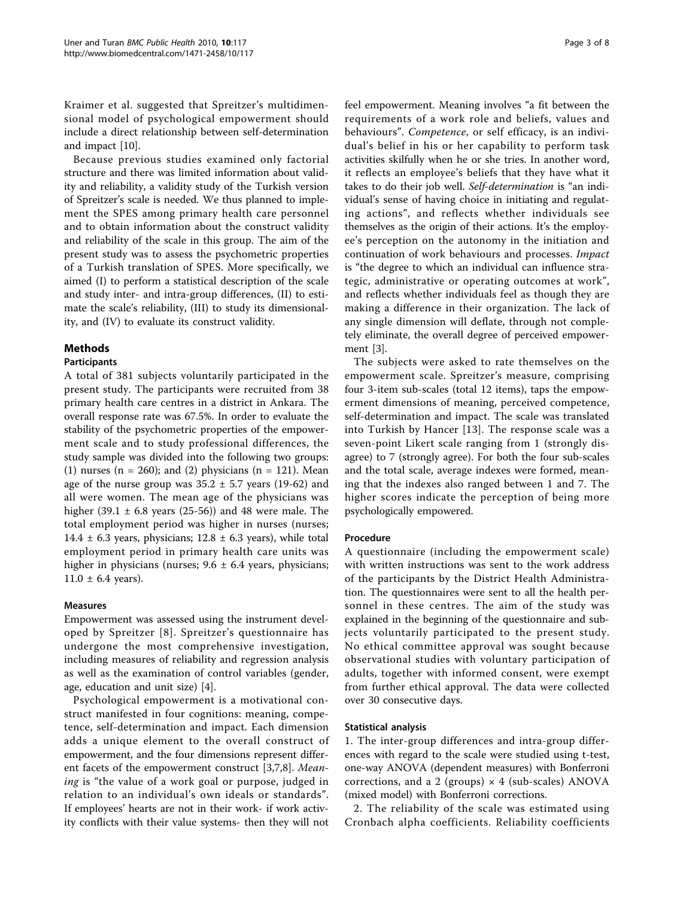Kraimer et al. suggested that Spreitzer's multidimensional model of psychological empowerment should include a direct relationship between self-determination and impact [10].

Because previous studies examined only factorial structure and there was limited information about validity and reliability, a validity study of the Turkish version of Spreitzer's scale is needed. We thus planned to implement the SPES among primary health care personnel and to obtain information about the construct validity and reliability of the scale in this group. The aim of the present study was to assess the psychometric properties of a Turkish translation of SPES. More specifically, we aimed (I) to perform a statistical description of the scale and study inter- and intra-group differences, (II) to estimate the scale's reliability, (III) to study its dimensionality, and (IV) to evaluate its construct validity.

## Methods

### Participants

A total of 381 subjects voluntarily participated in the present study. The participants were recruited from 38 primary health care centres in a district in Ankara. The overall response rate was 67.5%. In order to evaluate the stability of the psychometric properties of the empowerment scale and to study professional differences, the study sample was divided into the following two groups: (1) nurses (n = 260); and (2) physicians (n = 121). Mean age of the nurse group was 35.2 ± 5.7 years (19-62) and all were women. The mean age of the physicians was higher (39.1 ± 6.8 years (25-56)) and 48 were male. The total employment period was higher in nurses (nurses; 14.4 ± 6.3 years, physicians; 12.8 ± 6.3 years), while total employment period in primary health care units was higher in physicians (nurses; 9.6 ± 6.4 years, physicians; 11.0 ± 6.4 years).

### Measures

Empowerment was assessed using the instrument developed by Spreitzer [8]. Spreitzer's questionnaire has undergone the most comprehensive investigation, including measures of reliability and regression analysis as well as the examination of control variables (gender, age, education and unit size) [4].

Psychological empowerment is a motivational construct manifested in four cognitions: meaning, competence, self-determination and impact. Each dimension adds a unique element to the overall construct of empowerment, and the four dimensions represent different facets of the empowerment construct [3,7,8]. *Meaning* is "the value of a work goal or purpose, judged in relation to an individual's own ideals or standards". If employees' hearts are not in their work- if work activity conflicts with their value systems- then they will not feel empowerment. Meaning involves "a fit between the requirements of a work role and beliefs, values and behaviours". *Competence*, or self efficacy, is an individual's belief in his or her capability to perform task activities skilfully when he or she tries. In another word, it reflects an employee's beliefs that they have what it takes to do their job well. *Self-determination* is "an individual's sense of having choice in initiating and regulating actions", and reflects whether individuals see themselves as the origin of their actions. It's the employee's perception on the autonomy in the initiation and continuation of work behaviours and processes. *Impact* is "the degree to which an individual can influence strategic, administrative or operating outcomes at work", and reflects whether individuals feel as though they are making a difference in their organization. The lack of any single dimension will deflate, through not completely eliminate, the overall degree of perceived empowerment [3].

The subjects were asked to rate themselves on the empowerment scale. Spreitzer's measure, comprising four 3-item sub-scales (total 12 items), taps the empowerment dimensions of meaning, perceived competence, self-determination and impact. The scale was translated into Turkish by Hancer [13]. The response scale was a seven-point Likert scale ranging from 1 (strongly disagree) to 7 (strongly agree). For both the four sub-scales and the total scale, average indexes were formed, meaning that the indexes also ranged between 1 and 7. The higher scores indicate the perception of being more psychologically empowered.

### Procedure

A questionnaire (including the empowerment scale) with written instructions was sent to the work address of the participants by the District Health Administration. The questionnaires were sent to all the health personnel in these centres. The aim of the study was explained in the beginning of the questionnaire and subjects voluntarily participated to the present study. No ethical committee approval was sought because observational studies with voluntary participation of adults, together with informed consent, were exempt from further ethical approval. The data were collected over 30 consecutive days.

### Statistical analysis

1. The inter-group differences and intra-group differences with regard to the scale were studied using t-test, one-way ANOVA (dependent measures) with Bonferroni corrections, and a 2 (groups) × 4 (sub-scales) ANOVA (mixed model) with Bonferroni corrections.

2. The reliability of the scale was estimated using Cronbach alpha coefficients. Reliability coefficients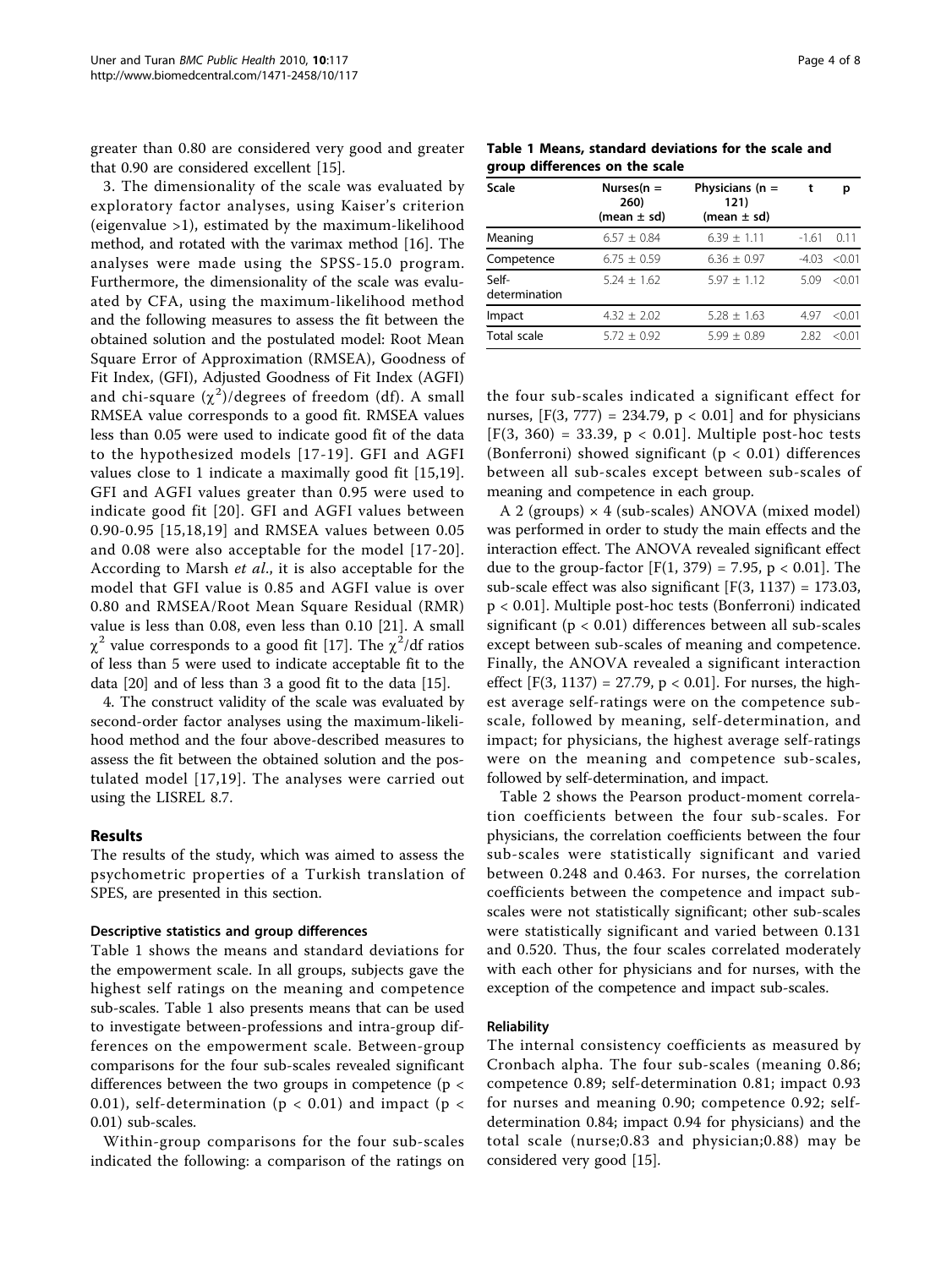greater than 0.80 are considered very good and greater that 0.90 are considered excellent [15].

3. The dimensionality of the scale was evaluated by exploratory factor analyses, using Kaiser's criterion (eigenvalue >1), estimated by the maximum-likelihood method, and rotated with the varimax method [16]. The analyses were made using the SPSS-15.0 program. Furthermore, the dimensionality of the scale was evaluated by CFA, using the maximum-likelihood method and the following measures to assess the fit between the obtained solution and the postulated model: Root Mean Square Error of Approximation (RMSEA), Goodness of Fit Index, (GFI), Adjusted Goodness of Fit Index (AGFI) and chi-square ($\chi^2$)/degrees of freedom (df). A small RMSEA value corresponds to a good fit. RMSEA values less than 0.05 were used to indicate good fit of the data to the hypothesized models [17-19]. GFI and AGFI values close to 1 indicate a maximally good fit [15,19]. GFI and AGFI values greater than 0.95 were used to indicate good fit [20]. GFI and AGFI values between 0.90-0.95 [15,18,19] and RMSEA values between 0.05 and 0.08 were also acceptable for the model [17-20]. According to Marsh *et al.*, it is also acceptable for the model that GFI value is 0.85 and AGFI value is over 0.80 and RMSEA/Root Mean Square Residual (RMR) value is less than 0.08, even less than 0.10 [21]. A small $\chi^2$ value corresponds to a good fit [17]. The $\chi^2$/df ratios of less than 5 were used to indicate acceptable fit to the data [20] and of less than 3 a good fit to the data [15].

4. The construct validity of the scale was evaluated by second-order factor analyses using the maximum-likelihood method and the four above-described measures to assess the fit between the obtained solution and the postulated model [17,19]. The analyses were carried out using the LISREL 8.7.

## Results

The results of the study, which was aimed to assess the psychometric properties of a Turkish translation of SPES, are presented in this section.

### Descriptive statistics and group differences

Table 1 shows the means and standard deviations for the empowerment scale. In all groups, subjects gave the highest self ratings on the meaning and competence sub-scales. Table 1 also presents means that can be used to investigate between-professions and intra-group differences on the empowerment scale. Between-group comparisons for the four sub-scales revealed significant differences between the two groups in competence ($p < 0.01$), self-determination ($p < 0.01$) and impact ($p < 0.01$) sub-scales.

Within-group comparisons for the four sub-scales indicated the following: a comparison of the ratings on the four sub-scales indicated a significant effect for nurses, [$F(3, 777) = 234.79$, $p < 0.01$] and for physicians [$F(3, 360) = 33.39$, $p < 0.01$]. Multiple post-hoc tests (Bonferroni) showed significant ($p < 0.01$) differences between all sub-scales except between sub-scales of meaning and competence in each group.

**Table 1 Means, standard deviations for the scale and group differences on the scale**

| Scale | Nurses(n = 260) (mean ± sd) | Physicians (n = 121) (mean ± sd) | t | p |
|---|---|---|---|---|
| Meaning | 6.57 ± 0.84 | 6.39 ± 1.11 | -1.61 | 0.11 |
| Competence | 6.75 ± 0.59 | 6.36 ± 0.97 | -4.03 | <0.01 |
| Self-determination | 5.24 ± 1.62 | 5.97 ± 1.12 | 5.09 | <0.01 |
| Impact | 4.32 ± 2.02 | 5.28 ± 1.63 | 4.97 | <0.01 |
| Total scale | 5.72 ± 0.92 | 5.99 ± 0.89 | 2.82 | <0.01 |

A 2 (groups) × 4 (sub-scales) ANOVA (mixed model) was performed in order to study the main effects and the interaction effect. The ANOVA revealed significant effect due to the group-factor [$F(1, 379) = 7.95$, $p < 0.01$]. The sub-scale effect was also significant [$F(3, 1137) = 173.03$, $p < 0.01$]. Multiple post-hoc tests (Bonferroni) indicated significant ($p < 0.01$) differences between all sub-scales except between sub-scales of meaning and competence. Finally, the ANOVA revealed a significant interaction effect [$F(3, 1137) = 27.79$, $p < 0.01$]. For nurses, the highest average self-ratings were on the competence sub-scale, followed by meaning, self-determination, and impact; for physicians, the highest average self-ratings were on the meaning and competence sub-scales, followed by self-determination, and impact.

Table 2 shows the Pearson product-moment correlation coefficients between the four sub-scales. For physicians, the correlation coefficients between the four sub-scales were statistically significant and varied between 0.248 and 0.463. For nurses, the correlation coefficients between the competence and impact sub-scales were not statistically significant; other sub-scales were statistically significant and varied between 0.131 and 0.520. Thus, the four scales correlated moderately with each other for physicians and for nurses, with the exception of the competence and impact sub-scales.

### Reliability

The internal consistency coefficients as measured by Cronbach alpha. The four sub-scales (meaning 0.86; competence 0.89; self-determination 0.81; impact 0.93 for nurses and meaning 0.90; competence 0.92; self-determination 0.84; impact 0.94 for physicians) and the total scale (nurse;0.83 and physician;0.88) may be considered very good [15].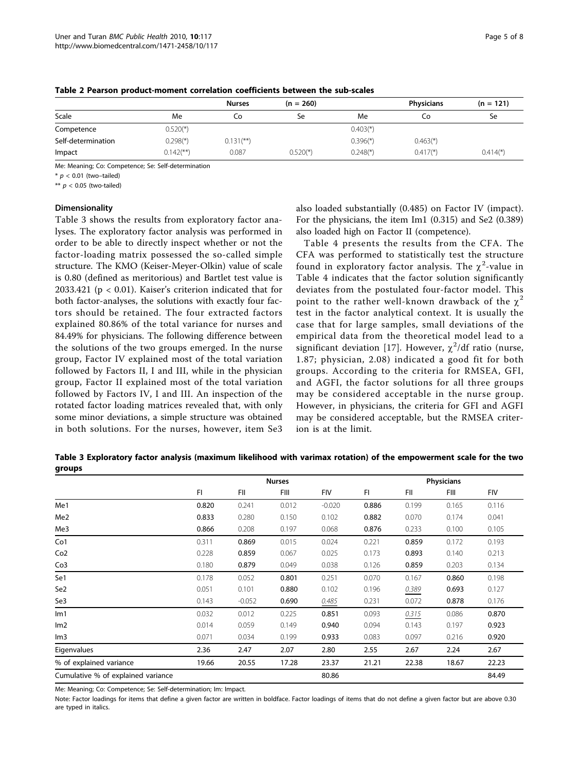**Table 2 Pearson product-moment correlation coefficients between the sub-scales**

| | Nurses | (n = 260) | | Physicians | (n = 121) | |
|---|---|---|---|---|---|---|
| Scale | Me | Co | Se | Me | Co | Se |
| Competence | 0.520(*) | | | 0.403(*) | | |
| Self-determination | 0.298(*) | 0.131(**) | | 0.396(*) | 0.463(*) | |
| Impact | 0.142(**) | 0.087 | 0.520(*) | 0.248(*) | 0.417(*) | 0.414(*) |

Me: Meaning; Co: Competence; Se: Self-determination

* $p < 0.01$ (two–tailed)

** $p < 0.05$ (two-tailed)

### Dimensionality

Table 3 shows the results from exploratory factor analyses. The exploratory factor analysis was performed in order to be able to directly inspect whether or not the factor-loading matrix possessed the so-called simple structure. The KMO (Keiser-Meyer-Olkin) value of scale is 0.80 (defined as meritorious) and Bartlet test value is 2033.421 ($p < 0.01$). Kaiser's criterion indicated that for both factor-analyses, the solutions with exactly four factors should be retained. The four extracted factors explained 80.86% of the total variance for nurses and 84.49% for physicians. The following difference between the solutions of the two groups emerged. In the nurse group, Factor IV explained most of the total variation followed by Factors II, I and III, while in the physician group, Factor II explained most of the total variation followed by Factors IV, I and III. An inspection of the rotated factor loading matrices revealed that, with only some minor deviations, a simple structure was obtained in both solutions. For the nurses, however, item Se3 also loaded substantially (0.485) on Factor IV (impact). For the physicians, the item Im1 (0.315) and Se2 (0.389) also loaded high on Factor II (competence).

Table 4 presents the results from the CFA. The CFA was performed to statistically test the structure found in exploratory factor analysis. The $\chi^2$-value in Table 4 indicates that the factor solution significantly deviates from the postulated four-factor model. This point to the rather well-known drawback of the $\chi^2$ test in the factor analytical context. It is usually the case that for large samples, small deviations of the empirical data from the theoretical model lead to a significant deviation [17]. However, $\chi^2$/df ratio (nurse, 1.87; physician, 2.08) indicated a good fit for both groups. According to the criteria for RMSEA, GFI, and AGFI, the factor solutions for all three groups may be considered acceptable in the nurse group. However, in physicians, the criteria for GFI and AGFI may be considered acceptable, but the RMSEA criterion is at the limit.

**Table 3 Exploratory factor analysis (maximum likelihood with varimax rotation) of the empowerment scale for the two groups**

| | Nurses | | | | Physicians | | | |
|---|---|---|---|---|---|---|---|---|
| | FI | FII | FIII | FIV | FI | FII | FIII | FIV |
| Me1 | **0.820** | 0.241 | 0.012 | -0.020 | **0.886** | 0.199 | 0.165 | 0.116 |
| Me2 | **0.833** | 0.280 | 0.150 | 0.102 | **0.882** | 0.070 | 0.174 | 0.041 |
| Me3 | **0.866** | 0.208 | 0.197 | 0.068 | **0.876** | 0.233 | 0.100 | 0.105 |
| Co1 | 0.311 | **0.869** | 0.015 | 0.024 | 0.221 | **0.859** | 0.172 | 0.193 |
| Co2 | 0.228 | **0.859** | 0.067 | 0.025 | 0.173 | **0.893** | 0.140 | 0.213 |
| Co3 | 0.180 | **0.879** | 0.049 | 0.038 | 0.126 | **0.859** | 0.203 | 0.134 |
| Se1 | 0.178 | 0.052 | **0.801** | 0.251 | 0.070 | 0.167 | **0.860** | 0.198 |
| Se2 | 0.051 | 0.101 | **0.880** | 0.102 | 0.196 | *0.389* | **0.693** | 0.127 |
| Se3 | 0.143 | -0.052 | **0.690** | *0.485* | 0.231 | 0.072 | **0.878** | 0.176 |
| Im1 | 0.032 | 0.012 | 0.225 | **0.851** | 0.093 | *0.315* | 0.086 | **0.870** |
| Im2 | 0.014 | 0.059 | 0.149 | **0.940** | 0.094 | 0.143 | 0.197 | **0.923** |
| Im3 | 0.071 | 0.034 | 0.199 | **0.933** | 0.083 | 0.097 | 0.216 | **0.920** |
| Eigenvalues | 2.36 | 2.47 | 2.07 | 2.80 | 2.55 | 2.67 | 2.24 | 2.67 |
| % of explained variance | 19.66 | 20.55 | 17.28 | 23.37 | 21.21 | 22.38 | 18.67 | 22.23 |
| Cumulative % of explained variance | | | | 80.86 | | | | 84.49 |

Me: Meaning; Co: Competence; Se: Self-determination; Im: Impact.

Note: Factor loadings for items that define a given factor are written in boldface. Factor loadings of items that do not define a given factor but are above 0.30 are typed in italics.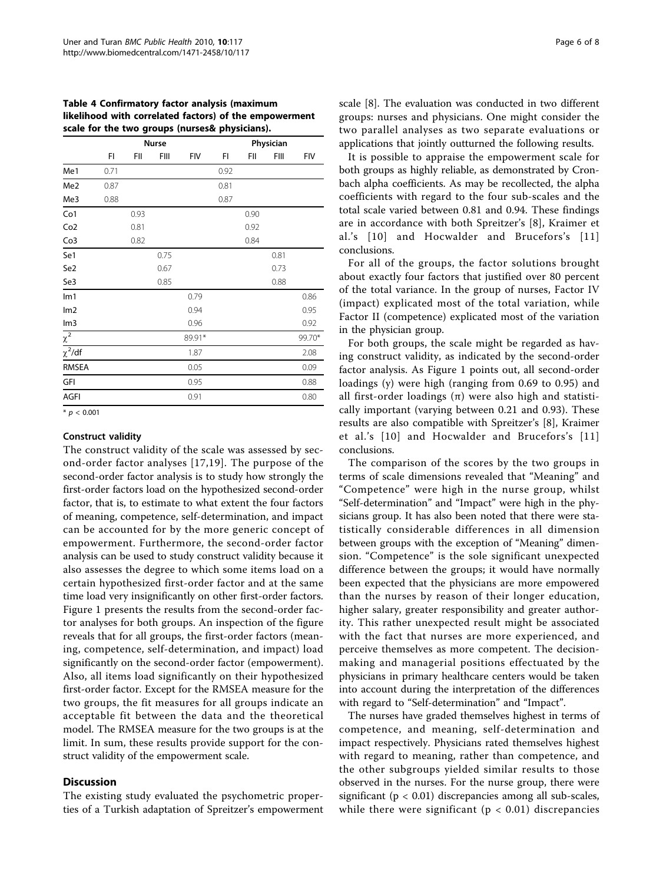**Table 4 Confirmatory factor analysis (maximum likelihood with correlated factors) of the empowerment scale for the two groups (nurses& physicians).**

| | Nurse | | | | Physician | | | |
|---|---|---|---|---|---|---|---|---|
| | FI | FII | FIII | FIV | FI | FII | FIII | FIV |
| Me1 | 0.71 | | | | 0.92 | | | |
| Me2 | 0.87 | | | | 0.81 | | | |
| Me3 | 0.88 | | | | 0.87 | | | |
| Co1 | | 0.93 | | | | 0.90 | | |
| Co2 | | 0.81 | | | | 0.92 | | |
| Co3 | | 0.82 | | | | 0.84 | | |
| Se1 | | | 0.75 | | | | 0.81 | |
| Se2 | | | 0.67 | | | | 0.73 | |
| Se3 | | | 0.85 | | | | 0.88 | |
| Im1 | | | | 0.79 | | | | 0.86 |
| Im2 | | | | 0.94 | | | | 0.95 |
| Im3 | | | | 0.96 | | | | 0.92 |
| $\chi^2$ | | | | 89.91* | | | | 99.70* |
| $\chi^2$/df | | | | 1.87 | | | | 2.08 |
| RMSEA | | | | 0.05 | | | | 0.09 |
| GFI | | | | 0.95 | | | | 0.88 |
| AGFI | | | | 0.91 | | | | 0.80 |

\* $p < 0.001$

### Construct validity

The construct validity of the scale was assessed by second-order factor analyses [17,19]. The purpose of the second-order factor analysis is to study how strongly the first-order factors load on the hypothesized second-order factor, that is, to estimate to what extent the four factors of meaning, competence, self-determination, and impact can be accounted for by the more generic concept of empowerment. Furthermore, the second-order factor analysis can be used to study construct validity because it also assesses the degree to which some items load on a certain hypothesized first-order factor and at the same time load very insignificantly on other first-order factors. Figure 1 presents the results from the second-order factor analyses for both groups. An inspection of the figure reveals that for all groups, the first-order factors (meaning, competence, self-determination, and impact) load significantly on the second-order factor (empowerment). Also, all items load significantly on their hypothesized first-order factor. Except for the RMSEA measure for the two groups, the fit measures for all groups indicate an acceptable fit between the data and the theoretical model. The RMSEA measure for the two groups is at the limit. In sum, these results provide support for the construct validity of the empowerment scale.

## Discussion

The existing study evaluated the psychometric properties of a Turkish adaptation of Spreitzer's empowerment scale [8]. The evaluation was conducted in two different groups: nurses and physicians. One might consider the two parallel analyses as two separate evaluations or applications that jointly outturned the following results.

It is possible to appraise the empowerment scale for both groups as highly reliable, as demonstrated by Cronbach alpha coefficients. As may be recollected, the alpha coefficients with regard to the four sub-scales and the total scale varied between 0.81 and 0.94. These findings are in accordance with both Spreitzer's [8], Kraimer et al.'s [10] and Hocwalder and Brucefors's [11] conclusions.

For all of the groups, the factor solutions brought about exactly four factors that justified over 80 percent of the total variance. In the group of nurses, Factor IV (impact) explicated most of the total variation, while Factor II (competence) explicated most of the variation in the physician group.

For both groups, the scale might be regarded as having construct validity, as indicated by the second-order factor analysis. As Figure 1 points out, all second-order loadings (γ) were high (ranging from 0.69 to 0.95) and all first-order loadings (π) were also high and statistically important (varying between 0.21 and 0.93). These results are also compatible with Spreitzer's [8], Kraimer et al.'s [10] and Hocwalder and Brucefors's [11] conclusions.

The comparison of the scores by the two groups in terms of scale dimensions revealed that "Meaning" and "Competence" were high in the nurse group, whilst "Self-determination" and "Impact" were high in the physicians group. It has also been noted that there were statistically considerable differences in all dimension between groups with the exception of "Meaning" dimension. "Competence" is the sole significant unexpected difference between the groups; it would have normally been expected that the physicians are more empowered than the nurses by reason of their longer education, higher salary, greater responsibility and greater authority. This rather unexpected result might be associated with the fact that nurses are more experienced, and perceive themselves as more competent. The decision-making and managerial positions effectuated by the physicians in primary healthcare centers would be taken into account during the interpretation of the differences with regard to "Self-determination" and "Impact".

The nurses have graded themselves highest in terms of competence, and meaning, self-determination and impact respectively. Physicians rated themselves highest with regard to meaning, rather than competence, and the other subgroups yielded similar results to those observed in the nurses. For the nurse group, there were significant ($p < 0.01$) discrepancies among all sub-scales, while there were significant ($p < 0.01$) discrepancies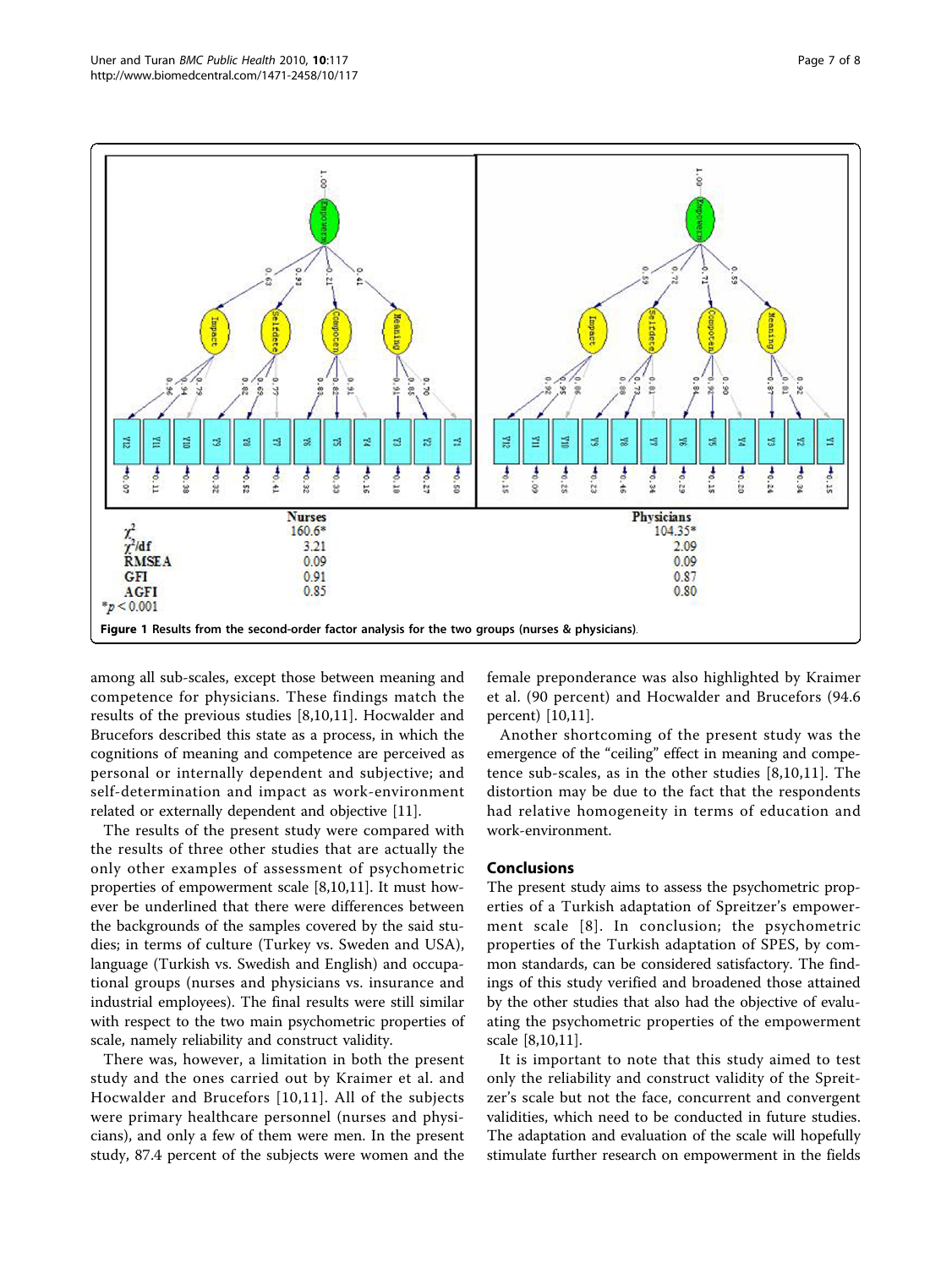| | Nurses | Physicians |
|---|---|---|
| $\chi^2$ | 160.6* | 104.35* |
| $\chi^2$/df | 3.21 | 2.09 |
| RMSEA | 0.09 | 0.09 |
| GFI | 0.91 | 0.87 |
| AGFI | 0.85 | 0.80 |

*$p < 0.001$

**Figure 1 Results from the second-order factor analysis for the two groups (nurses & physicians)**.

among all sub-scales, except those between meaning and competence for physicians. These findings match the results of the previous studies [8,10,11]. Hocwalder and Brucefors described this state as a process, in which the cognitions of meaning and competence are perceived as personal or internally dependent and subjective; and self-determination and impact as work-environment related or externally dependent and objective [11].

The results of the present study were compared with the results of three other studies that are actually the only other examples of assessment of psychometric properties of empowerment scale [8,10,11]. It must however be underlined that there were differences between the backgrounds of the samples covered by the said studies; in terms of culture (Turkey vs. Sweden and USA), language (Turkish vs. Swedish and English) and occupational groups (nurses and physicians vs. insurance and industrial employees). The final results were still similar with respect to the two main psychometric properties of scale, namely reliability and construct validity.

There was, however, a limitation in both the present study and the ones carried out by Kraimer et al. and Hocwalder and Brucefors [10,11]. All of the subjects were primary healthcare personnel (nurses and physicians), and only a few of them were men. In the present study, 87.4 percent of the subjects were women and the female preponderance was also highlighted by Kraimer et al. (90 percent) and Hocwalder and Brucefors (94.6 percent) [10,11].

Another shortcoming of the present study was the emergence of the "ceiling" effect in meaning and competence sub-scales, as in the other studies [8,10,11]. The distortion may be due to the fact that the respondents had relative homogeneity in terms of education and work-environment.

## Conclusions

The present study aims to assess the psychometric properties of a Turkish adaptation of Spreitzer's empowerment scale [8]. In conclusion; the psychometric properties of the Turkish adaptation of SPES, by common standards, can be considered satisfactory. The findings of this study verified and broadened those attained by the other studies that also had the objective of evaluating the psychometric properties of the empowerment scale [8,10,11].

It is important to note that this study aimed to test only the reliability and construct validity of the Spreitzer's scale but not the face, concurrent and convergent validities, which need to be conducted in future studies. The adaptation and evaluation of the scale will hopefully stimulate further research on empowerment in the fields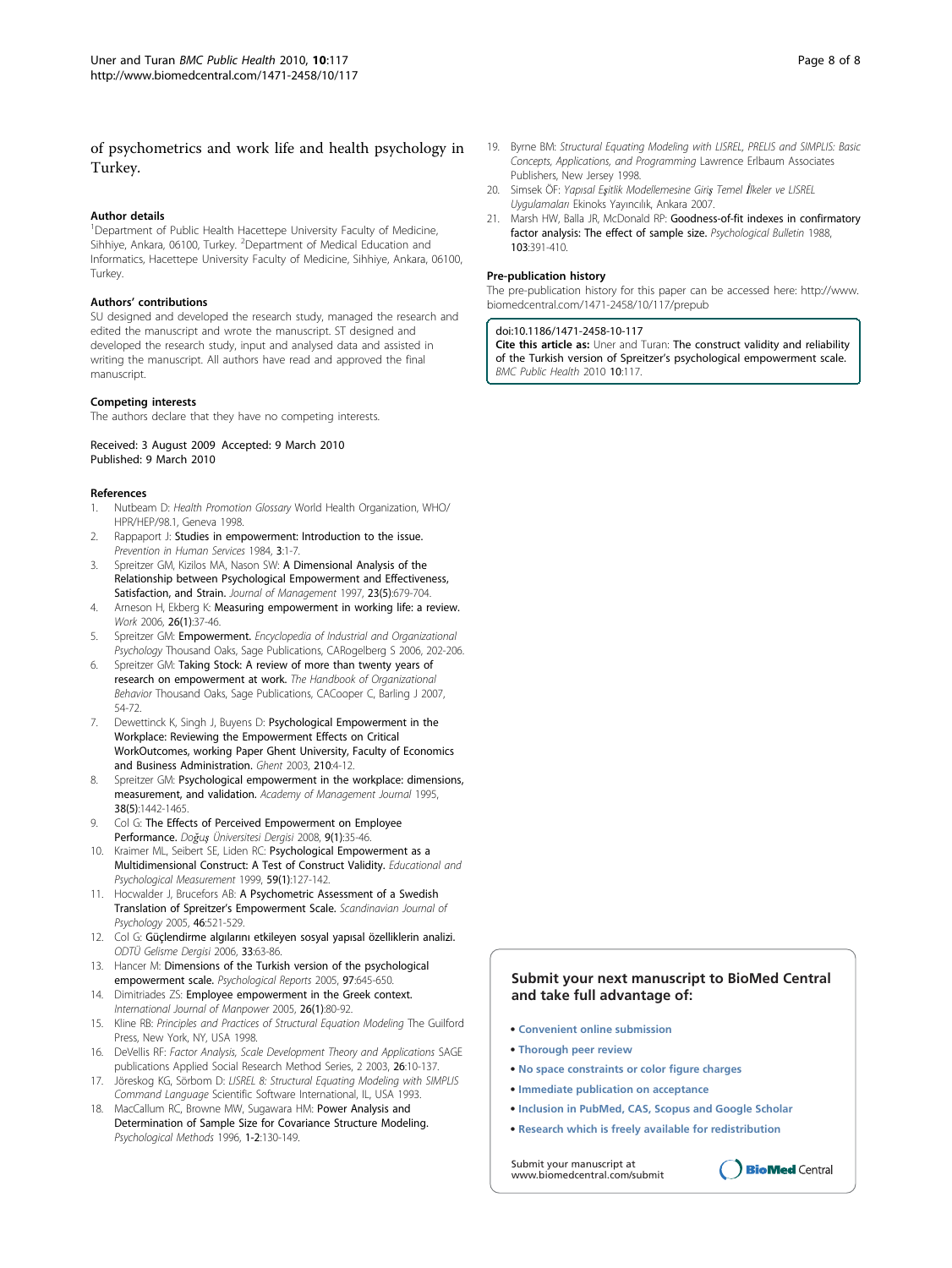of psychometrics and work life and health psychology in Turkey.

### Author details

[1]Department of Public Health Hacettepe University Faculty of Medicine, Sihhiye, Ankara, 06100, Turkey. [2]Department of Medical Education and Informatics, Hacettepe University Faculty of Medicine, Sihhiye, Ankara, 06100, Turkey.

### Authors' contributions

SU designed and developed the research study, managed the research and edited the manuscript and wrote the manuscript. ST designed and developed the research study, input and analysed data and assisted in writing the manuscript. All authors have read and approved the final manuscript.

### Competing interests

The authors declare that they have no competing interests.

Received: 3 August 2009 Accepted: 9 March 2010
Published: 9 March 2010

### References

1. Nutbeam D: *Health Promotion Glossary* World Health Organization, WHO/HPR/HEP/98.1, Geneva 1998.
2. Rappaport J: **Studies in empowerment: Introduction to the issue.** *Prevention in Human Services* 1984, **3**:1-7.
3. Spreitzer GM, Kizilos MA, Nason SW: **A Dimensional Analysis of the Relationship between Psychological Empowerment and Effectiveness, Satisfaction, and Strain.** *Journal of Management* 1997, **23(5)**:679-704.
4. Arneson H, Ekberg K: **Measuring empowerment in working life: a review.** *Work* 2006, **26(1)**:37-46.
5. Spreitzer GM: **Empowerment.** *Encyclopedia of Industrial and Organizational Psychology* Thousand Oaks, Sage Publications, CARogelberg S 2006, 202-206.
6. Spreitzer GM: **Taking Stock: A review of more than twenty years of research on empowerment at work.** *The Handbook of Organizational Behavior* Thousand Oaks, Sage Publications, CACooper C, Barling J 2007, 54-72.
7. Dewettinck K, Singh J, Buyens D: **Psychological Empowerment in the Workplace: Reviewing the Empowerment Effects on Critical WorkOutcomes, working Paper Ghent University, Faculty of Economics and Business Administration.** *Ghent* 2003, **210**:4-12.
8. Spreitzer GM: **Psychological empowerment in the workplace: dimensions, measurement, and validation.** *Academy of Management Journal* 1995, **38(5)**:1442-1465.
9. Col G: **The Effects of Perceived Empowerment on Employee Performance.** *Doğuş Üniversitesi Dergisi* 2008, **9(1)**:35-46.
10. Kraimer ML, Seibert SE, Liden RC: **Psychological Empowerment as a Multidimensional Construct: A Test of Construct Validity.** *Educational and Psychological Measurement* 1999, **59(1)**:127-142.
11. Hocwalder J, Brucefors AB: **A Psychometric Assessment of a Swedish Translation of Spreitzer's Empowerment Scale.** *Scandinavian Journal of Psychology* 2005, **46**:521-529.
12. Col G: **Güçlendirme algılarını etkileyen sosyal yapısal özelliklerin analizi.** *ODTÜ Gelisme Dergisi* 2006, **33**:63-86.
13. Hancer M: **Dimensions of the Turkish version of the psychological empowerment scale.** *Psychological Reports* 2005, **97**:645-650.
14. Dimitriades ZS: **Employee empowerment in the Greek context.** *International Journal of Manpower* 2005, **26(1)**:80-92.
15. Kline RB: *Principles and Practices of Structural Equation Modeling* The Guilford Press, New York, NY, USA 1998.
16. DeVellis RF: *Factor Analysis, Scale Development Theory and Applications* SAGE publications Applied Social Research Method Series, 2 2003, **26**:10-137.
17. Jöreskog KG, Sörbom D: *LISREL 8: Structural Equating Modeling with SIMPLIS Command Language* Scientific Software International, IL, USA 1993.
18. MacCallum RC, Browne MW, Sugawara HM: **Power Analysis and Determination of Sample Size for Covariance Structure Modeling.** *Psychological Methods* 1996, **1-2**:130-149.
19. Byrne BM: *Structural Equating Modeling with LISREL, PRELIS and SIMPLIS: Basic Concepts, Applications, and Programming* Lawrence Erlbaum Associates Publishers, New Jersey 1998.
20. Simsek ÖF: *Yapısal Eşitlik Modellemesine Giriş Temel İlkeler ve LISREL Uygulamaları* Ekinoks Yayıncılık, Ankara 2007.
21. Marsh HW, Balla JR, McDonald RP: **Goodness-of-fit indexes in confirmatory factor analysis: The effect of sample size.** *Psychological Bulletin* 1988, **103**:391-410.

### Pre-publication history

The pre-publication history for this paper can be accessed here: http://www.biomedcentral.com/1471-2458/10/117/prepub

doi:10.1186/1471-2458-10-117
**Cite this article as:** Uner and Turan: The construct validity and reliability of the Turkish version of Spreitzer's psychological empowerment scale. *BMC Public Health* 2010 **10**:117.

**Submit your next manuscript to BioMed Central and take full advantage of:**

- **Convenient online submission**
- **Thorough peer review**
- **No space constraints or color figure charges**
- **Immediate publication on acceptance**
- **Inclusion in PubMed, CAS, Scopus and Google Scholar**
- **Research which is freely available for redistribution**

Submit your manuscript at
www.biomedcentral.com/submit

BioMed Central